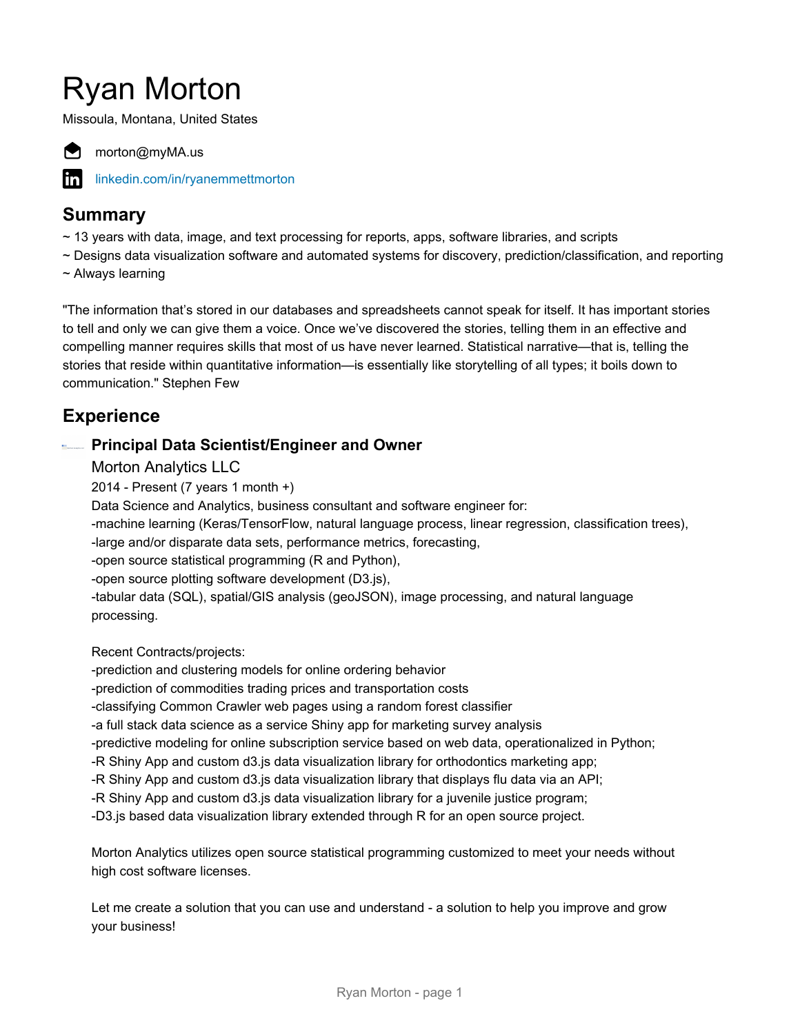# Ryan Morton

Missoula, Montana, United States

morton@myMA.us

linkedin.com/in/ryanemmettmorton

## Summary

~ 13 years with data, image, and text processing for reports, apps, software libraries, and scripts
~ Designs data visualization software and automated systems for discovery, prediction/classification, and reporting
~ Always learning

"The information that's stored in our databases and spreadsheets cannot speak for itself. It has important stories to tell and only we can give them a voice. Once we've discovered the stories, telling them in an effective and compelling manner requires skills that most of us have never learned. Statistical narrative—that is, telling the stories that reside within quantitative information—is essentially like storytelling of all types; it boils down to communication." Stephen Few

## Experience

### Principal Data Scientist/Engineer and Owner

Morton Analytics LLC
2014 - Present (7 years 1 month +)
Data Science and Analytics, business consultant and software engineer for:
-machine learning (Keras/TensorFlow, natural language process, linear regression, classification trees),
-large and/or disparate data sets, performance metrics, forecasting,
-open source statistical programming (R and Python),
-open source plotting software development (D3.js),
-tabular data (SQL), spatial/GIS analysis (geoJSON), image processing, and natural language processing.

Recent Contracts/projects:
-prediction and clustering models for online ordering behavior
-prediction of commodities trading prices and transportation costs
-classifying Common Crawler web pages using a random forest classifier
-a full stack data science as a service Shiny app for marketing survey analysis
-predictive modeling for online subscription service based on web data, operationalized in Python;
-R Shiny App and custom d3.js data visualization library for orthodontics marketing app;
-R Shiny App and custom d3.js data visualization library that displays flu data via an API;
-R Shiny App and custom d3.js data visualization library for a juvenile justice program;
-D3.js based data visualization library extended through R for an open source project.

Morton Analytics utilizes open source statistical programming customized to meet your needs without high cost software licenses.

Let me create a solution that you can use and understand - a solution to help you improve and grow your business!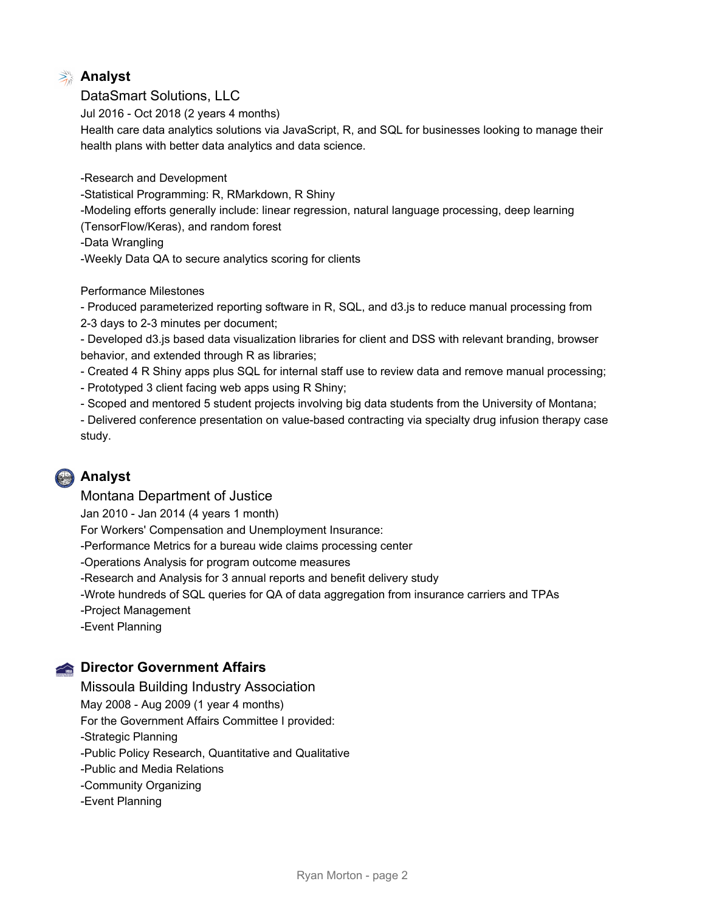### Analyst

DataSmart Solutions, LLC

Jul 2016 - Oct 2018 (2 years 4 months)

Health care data analytics solutions via JavaScript, R, and SQL for businesses looking to manage their health plans with better data analytics and data science.

-Research and Development
-Statistical Programming: R, RMarkdown, R Shiny
-Modeling efforts generally include: linear regression, natural language processing, deep learning (TensorFlow/Keras), and random forest
-Data Wrangling
-Weekly Data QA to secure analytics scoring for clients

Performance Milestones

- Produced parameterized reporting software in R, SQL, and d3.js to reduce manual processing from 2-3 days to 2-3 minutes per document;
- Developed d3.js based data visualization libraries for client and DSS with relevant branding, browser behavior, and extended through R as libraries;
- Created 4 R Shiny apps plus SQL for internal staff use to review data and remove manual processing;
- Prototyped 3 client facing web apps using R Shiny;
- Scoped and mentored 5 student projects involving big data students from the University of Montana;
- Delivered conference presentation on value-based contracting via specialty drug infusion therapy case study.

### Analyst

Montana Department of Justice

Jan 2010 - Jan 2014 (4 years 1 month)

For Workers' Compensation and Unemployment Insurance:
-Performance Metrics for a bureau wide claims processing center
-Operations Analysis for program outcome measures
-Research and Analysis for 3 annual reports and benefit delivery study
-Wrote hundreds of SQL queries for QA of data aggregation from insurance carriers and TPAs
-Project Management
-Event Planning

### Director Government Affairs

Missoula Building Industry Association

May 2008 - Aug 2009 (1 year 4 months)

For the Government Affairs Committee I provided:
-Strategic Planning
-Public Policy Research, Quantitative and Qualitative
-Public and Media Relations
-Community Organizing
-Event Planning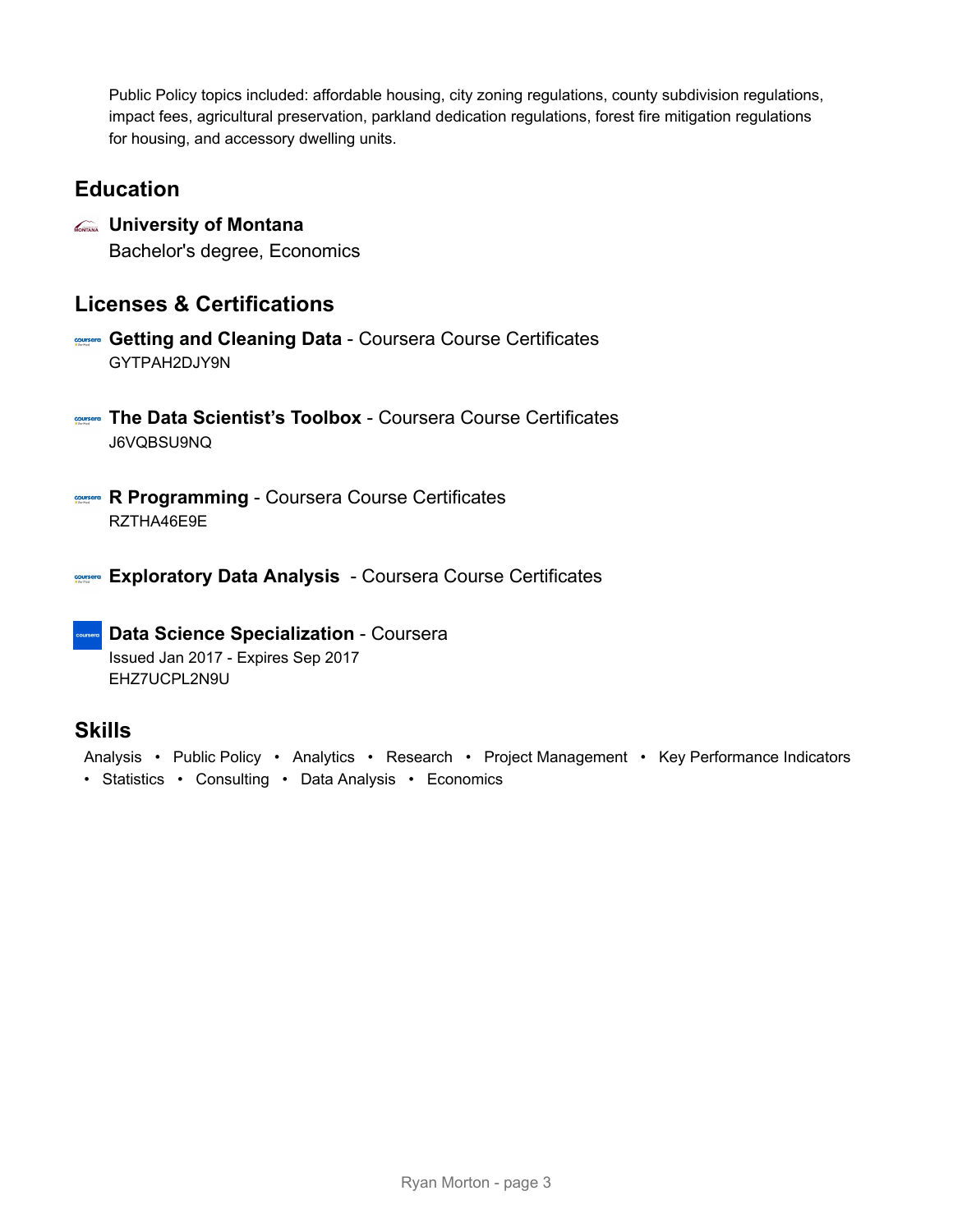Public Policy topics included: affordable housing, city zoning regulations, county subdivision regulations, impact fees, agricultural preservation, parkland dedication regulations, forest fire mitigation regulations for housing, and accessory dwelling units.

## Education

**University of Montana**
Bachelor's degree, Economics

## Licenses & Certifications

**Getting and Cleaning Data** - Coursera Course Certificates
GYTPAH2DJY9N

**The Data Scientist's Toolbox** - Coursera Course Certificates
J6VQBSU9NQ

**R Programming** - Coursera Course Certificates
RZTHA46E9E

**Exploratory Data Analysis** - Coursera Course Certificates

**Data Science Specialization** - Coursera
Issued Jan 2017 - Expires Sep 2017
EHZ7UCPL2N9U

## Skills

Analysis • Public Policy • Analytics • Research • Project Management • Key Performance Indicators • Statistics • Consulting • Data Analysis • Economics